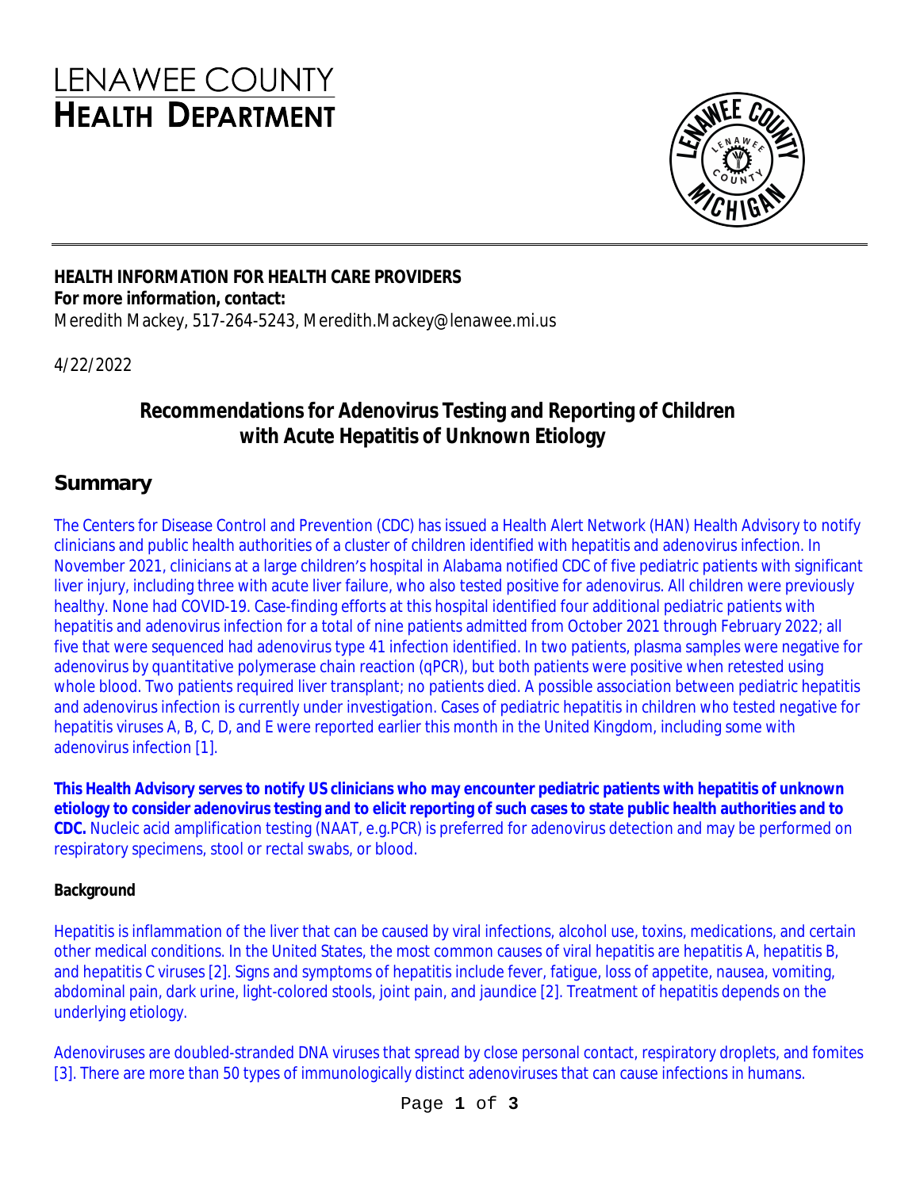# LENAWEE COUNTY
# HEALTH DEPARTMENT

**HEALTH INFORMATION FOR HEALTH CARE PROVIDERS**
**For more information, contact:**
Meredith Mackey, 517-264-5243, Meredith.Mackey@lenawee.mi.us

4/22/2022

## Recommendations for Adenovirus Testing and Reporting of Children with Acute Hepatitis of Unknown Etiology

## Summary

The Centers for Disease Control and Prevention (CDC) has issued a Health Alert Network (HAN) Health Advisory to notify clinicians and public health authorities of a cluster of children identified with hepatitis and adenovirus infection. In November 2021, clinicians at a large children's hospital in Alabama notified CDC of five pediatric patients with significant liver injury, including three with acute liver failure, who also tested positive for adenovirus. All children were previously healthy. None had COVID-19. Case-finding efforts at this hospital identified four additional pediatric patients with hepatitis and adenovirus infection for a total of nine patients admitted from October 2021 through February 2022; all five that were sequenced had adenovirus type 41 infection identified. In two patients, plasma samples were negative for adenovirus by quantitative polymerase chain reaction (qPCR), but both patients were positive when retested using whole blood. Two patients required liver transplant; no patients died. A possible association between pediatric hepatitis and adenovirus infection is currently under investigation. Cases of pediatric hepatitis in children who tested negative for hepatitis viruses A, B, C, D, and E were reported earlier this month in the United Kingdom, including some with adenovirus infection [1].

**This Health Advisory serves to notify US clinicians who may encounter pediatric patients with hepatitis of unknown etiology to consider adenovirus testing and to elicit reporting of such cases to state public health authorities and to CDC.** Nucleic acid amplification testing (NAAT, e.g.PCR) is preferred for adenovirus detection and may be performed on respiratory specimens, stool or rectal swabs, or blood.

### Background

Hepatitis is inflammation of the liver that can be caused by viral infections, alcohol use, toxins, medications, and certain other medical conditions. In the United States, the most common causes of viral hepatitis are hepatitis A, hepatitis B, and hepatitis C viruses [2]. Signs and symptoms of hepatitis include fever, fatigue, loss of appetite, nausea, vomiting, abdominal pain, dark urine, light-colored stools, joint pain, and jaundice [2]. Treatment of hepatitis depends on the underlying etiology.

Adenoviruses are doubled-stranded DNA viruses that spread by close personal contact, respiratory droplets, and fomites [3]. There are more than 50 types of immunologically distinct adenoviruses that can cause infections in humans.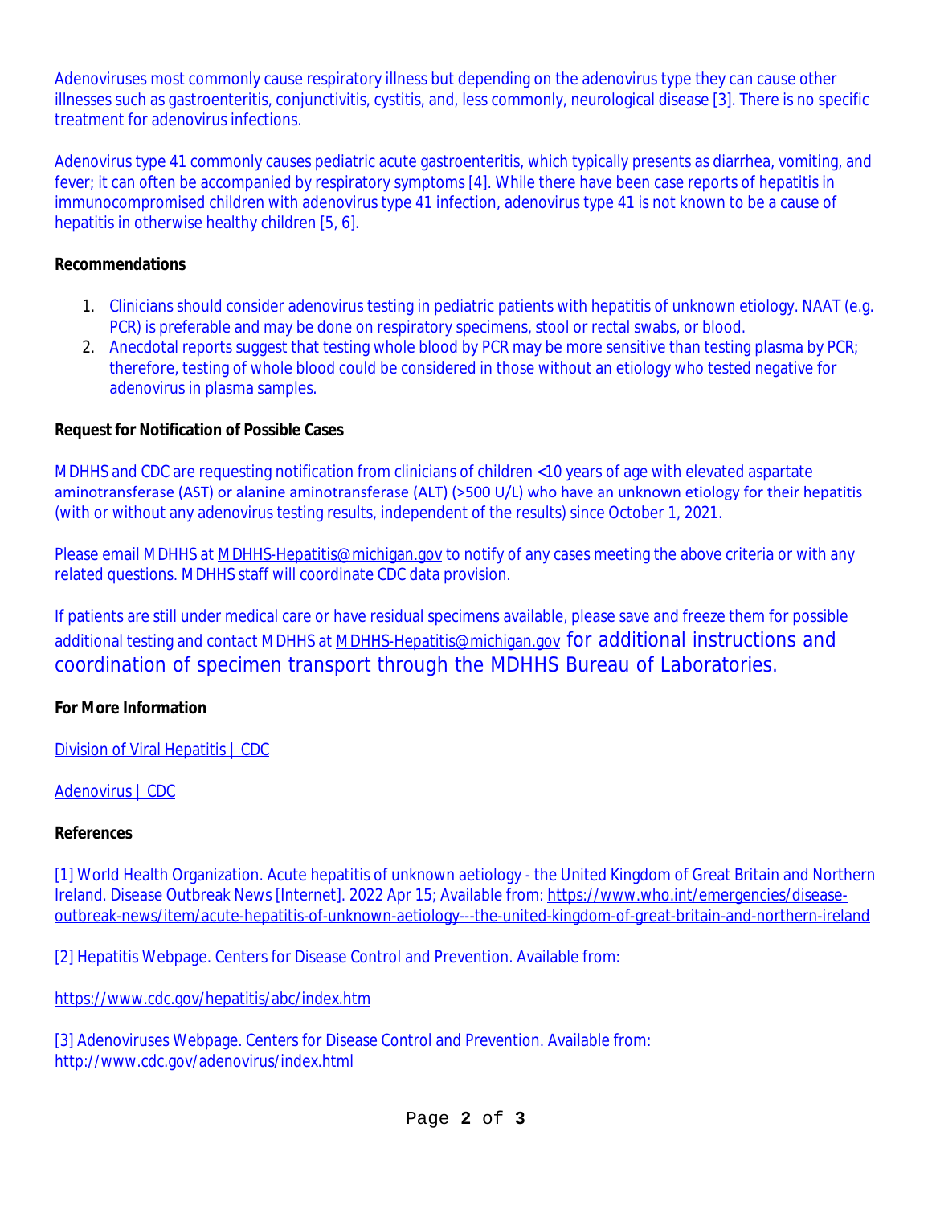Adenoviruses most commonly cause respiratory illness but depending on the adenovirus type they can cause other illnesses such as gastroenteritis, conjunctivitis, cystitis, and, less commonly, neurological disease [3]. There is no specific treatment for adenovirus infections.

Adenovirus type 41 commonly causes pediatric acute gastroenteritis, which typically presents as diarrhea, vomiting, and fever; it can often be accompanied by respiratory symptoms [4]. While there have been case reports of hepatitis in immunocompromised children with adenovirus type 41 infection, adenovirus type 41 is not known to be a cause of hepatitis in otherwise healthy children [5, 6].

**Recommendations**

1. Clinicians should consider adenovirus testing in pediatric patients with hepatitis of unknown etiology. NAAT (e.g. PCR) is preferable and may be done on respiratory specimens, stool or rectal swabs, or blood.
2. Anecdotal reports suggest that testing whole blood by PCR may be more sensitive than testing plasma by PCR; therefore, testing of whole blood could be considered in those without an etiology who tested negative for adenovirus in plasma samples.

**Request for Notification of Possible Cases**

MDHHS and CDC are requesting notification from clinicians of children <10 years of age with elevated aspartate aminotransferase (AST) or alanine aminotransferase (ALT) (>500 U/L) who have an unknown etiology for their hepatitis (with or without any adenovirus testing results, independent of the results) since October 1, 2021.

Please email MDHHS at MDHHS-Hepatitis@michigan.gov to notify of any cases meeting the above criteria or with any related questions. MDHHS staff will coordinate CDC data provision.

If patients are still under medical care or have residual specimens available, please save and freeze them for possible additional testing and contact MDHHS at MDHHS-Hepatitis@michigan.gov for additional instructions and coordination of specimen transport through the MDHHS Bureau of Laboratories.

**For More Information**

Division of Viral Hepatitis | CDC

Adenovirus | CDC

**References**

[1] World Health Organization. Acute hepatitis of unknown aetiology - the United Kingdom of Great Britain and Northern Ireland. Disease Outbreak News [Internet]. 2022 Apr 15; Available from: https://www.who.int/emergencies/disease-outbreak-news/item/acute-hepatitis-of-unknown-aetiology---the-united-kingdom-of-great-britain-and-northern-ireland

[2] Hepatitis Webpage. Centers for Disease Control and Prevention. Available from:

https://www.cdc.gov/hepatitis/abc/index.htm

[3] Adenoviruses Webpage. Centers for Disease Control and Prevention. Available from: http://www.cdc.gov/adenovirus/index.html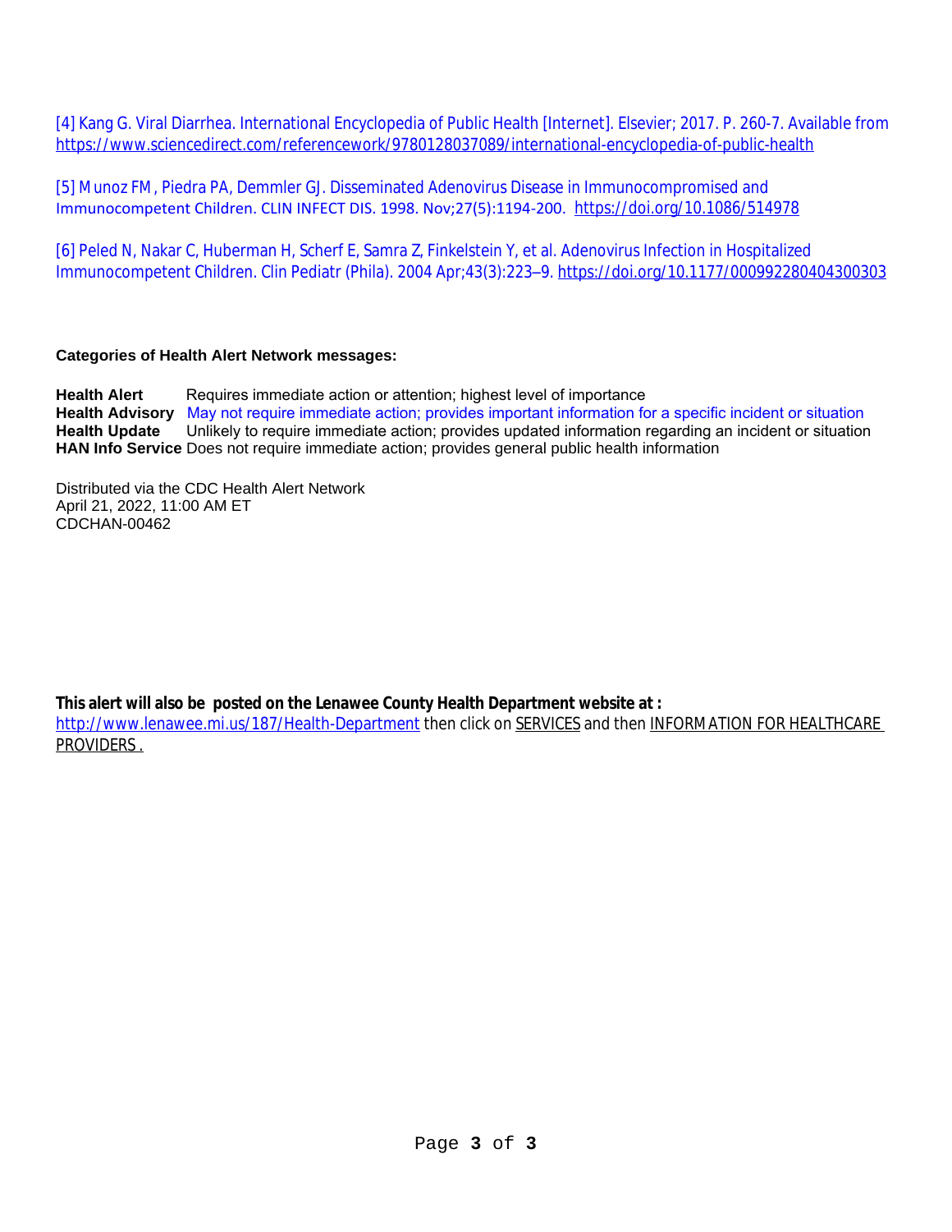[4] Kang G. Viral Diarrhea. International Encyclopedia of Public Health [Internet]. Elsevier; 2017. P. 260-7. Available from https://www.sciencedirect.com/referencework/9780128037089/international-encyclopedia-of-public-health

[5] Munoz FM, Piedra PA, Demmler GJ. Disseminated Adenovirus Disease in Immunocompromised and Immunocompetent Children. CLIN INFECT DIS. 1998. Nov;27(5):1194-200. https://doi.org/10.1086/514978

[6] Peled N, Nakar C, Huberman H, Scherf E, Samra Z, Finkelstein Y, et al. Adenovirus Infection in Hospitalized Immunocompetent Children. Clin Pediatr (Phila). 2004 Apr;43(3):223–9. https://doi.org/10.1177/000992280404300303

**Categories of Health Alert Network messages:**

**Health Alert** Requires immediate action or attention; highest level of importance
**Health Advisory** May not require immediate action; provides important information for a specific incident or situation
**Health Update** Unlikely to require immediate action; provides updated information regarding an incident or situation
**HAN Info Service** Does not require immediate action; provides general public health information

Distributed via the CDC Health Alert Network
April 21, 2022, 11:00 AM ET
CDCHAN-00462

**This alert will also be posted on the Lenawee County Health Department website at :**
http://www.lenawee.mi.us/187/Health-Department then click on SERVICES and then INFORMATION FOR HEALTHCARE PROVIDERS .